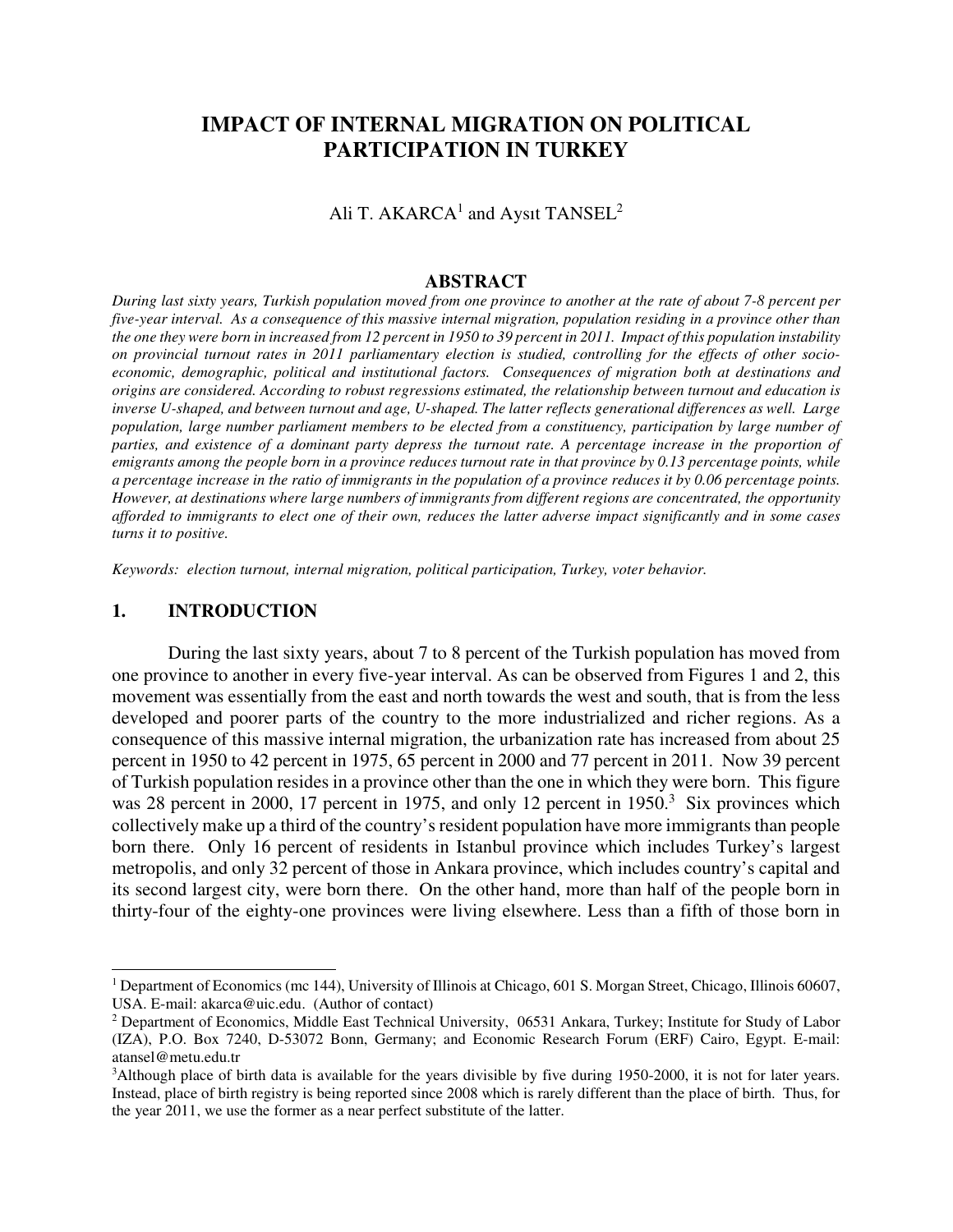# IMPACT OF INTERNAL MIGRATION ON POLITICAL PARTICIPATION IN TURKEY

Ali T. AKARCA[1] and Aysıt TANSEL[2]

## ABSTRACT

*During last sixty years, Turkish population moved from one province to another at the rate of about 7-8 percent per five-year interval. As a consequence of this massive internal migration, population residing in a province other than the one they were born in increased from 12 percent in 1950 to 39 percent in 2011. Impact of this population instability on provincial turnout rates in 2011 parliamentary election is studied, controlling for the effects of other socio-economic, demographic, political and institutional factors. Consequences of migration both at destinations and origins are considered. According to robust regressions estimated, the relationship between turnout and education is inverse U-shaped, and between turnout and age, U-shaped. The latter reflects generational differences as well. Large population, large number parliament members to be elected from a constituency, participation by large number of parties, and existence of a dominant party depress the turnout rate. A percentage increase in the proportion of emigrants among the people born in a province reduces turnout rate in that province by 0.13 percentage points, while a percentage increase in the ratio of immigrants in the population of a province reduces it by 0.06 percentage points. However, at destinations where large numbers of immigrants from different regions are concentrated, the opportunity afforded to immigrants to elect one of their own, reduces the latter adverse impact significantly and in some cases turns it to positive.*

*Keywords: election turnout, internal migration, political participation, Turkey, voter behavior.*

## 1. INTRODUCTION

During the last sixty years, about 7 to 8 percent of the Turkish population has moved from one province to another in every five-year interval. As can be observed from Figures 1 and 2, this movement was essentially from the east and north towards the west and south, that is from the less developed and poorer parts of the country to the more industrialized and richer regions. As a consequence of this massive internal migration, the urbanization rate has increased from about 25 percent in 1950 to 42 percent in 1975, 65 percent in 2000 and 77 percent in 2011. Now 39 percent of Turkish population resides in a province other than the one in which they were born. This figure was 28 percent in 2000, 17 percent in 1975, and only 12 percent in 1950.[3] Six provinces which collectively make up a third of the country's resident population have more immigrants than people born there. Only 16 percent of residents in Istanbul province which includes Turkey's largest metropolis, and only 32 percent of those in Ankara province, which includes country's capital and its second largest city, were born there. On the other hand, more than half of the people born in thirty-four of the eighty-one provinces were living elsewhere. Less than a fifth of those born in

---

[1] Department of Economics (mc 144), University of Illinois at Chicago, 601 S. Morgan Street, Chicago, Illinois 60607, USA. E-mail: akarca@uic.edu. (Author of contact)

[2] Department of Economics, Middle East Technical University, 06531 Ankara, Turkey; Institute for Study of Labor (IZA), P.O. Box 7240, D-53072 Bonn, Germany; and Economic Research Forum (ERF) Cairo, Egypt. E-mail: atansel@metu.edu.tr

[3] Although place of birth data is available for the years divisible by five during 1950-2000, it is not for later years. Instead, place of birth registry is being reported since 2008 which is rarely different than the place of birth. Thus, for the year 2011, we use the former as a near perfect substitute of the latter.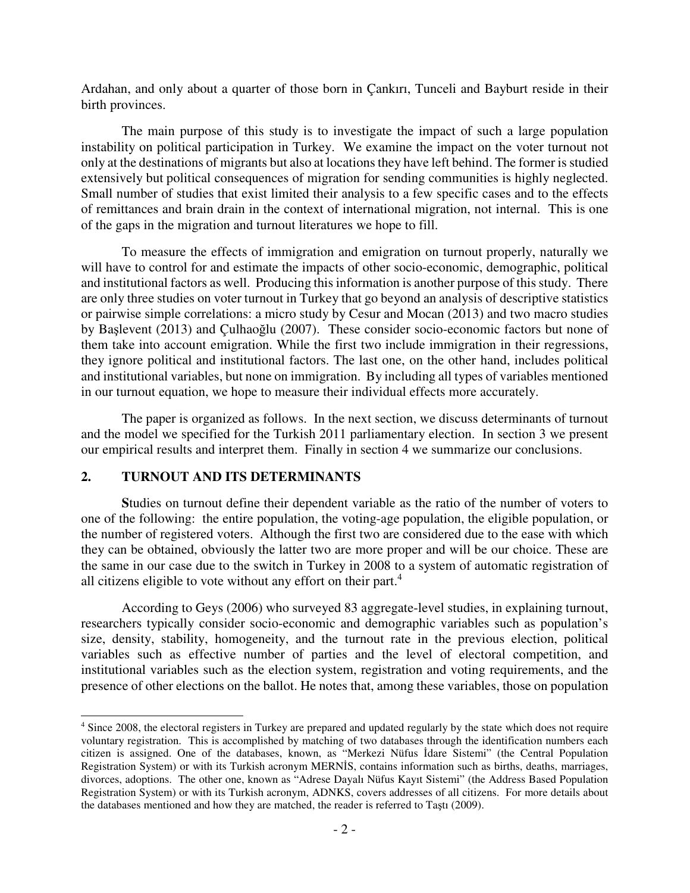Ardahan, and only about a quarter of those born in Çankırı, Tunceli and Bayburt reside in their birth provinces.

The main purpose of this study is to investigate the impact of such a large population instability on political participation in Turkey. We examine the impact on the voter turnout not only at the destinations of migrants but also at locations they have left behind. The former is studied extensively but political consequences of migration for sending communities is highly neglected. Small number of studies that exist limited their analysis to a few specific cases and to the effects of remittances and brain drain in the context of international migration, not internal. This is one of the gaps in the migration and turnout literatures we hope to fill.

To measure the effects of immigration and emigration on turnout properly, naturally we will have to control for and estimate the impacts of other socio-economic, demographic, political and institutional factors as well. Producing this information is another purpose of this study. There are only three studies on voter turnout in Turkey that go beyond an analysis of descriptive statistics or pairwise simple correlations: a micro study by Cesur and Mocan (2013) and two macro studies by Başlevent (2013) and Çulhaoğlu (2007). These consider socio-economic factors but none of them take into account emigration. While the first two include immigration in their regressions, they ignore political and institutional factors. The last one, on the other hand, includes political and institutional variables, but none on immigration. By including all types of variables mentioned in our turnout equation, we hope to measure their individual effects more accurately.

The paper is organized as follows. In the next section, we discuss determinants of turnout and the model we specified for the Turkish 2011 parliamentary election. In section 3 we present our empirical results and interpret them. Finally in section 4 we summarize our conclusions.

## 2. TURNOUT AND ITS DETERMINANTS

**S**tudies on turnout define their dependent variable as the ratio of the number of voters to one of the following: the entire population, the voting-age population, the eligible population, or the number of registered voters. Although the first two are considered due to the ease with which they can be obtained, obviously the latter two are more proper and will be our choice. These are the same in our case due to the switch in Turkey in 2008 to a system of automatic registration of all citizens eligible to vote without any effort on their part.[4]

According to Geys (2006) who surveyed 83 aggregate-level studies, in explaining turnout, researchers typically consider socio-economic and demographic variables such as population's size, density, stability, homogeneity, and the turnout rate in the previous election, political variables such as effective number of parties and the level of electoral competition, and institutional variables such as the election system, registration and voting requirements, and the presence of other elections on the ballot. He notes that, among these variables, those on population

---

[4] Since 2008, the electoral registers in Turkey are prepared and updated regularly by the state which does not require voluntary registration. This is accomplished by matching of two databases through the identification numbers each citizen is assigned. One of the databases, known, as "Merkezi Nüfus İdare Sistemi" (the Central Population Registration System) or with its Turkish acronym MERNİS, contains information such as births, deaths, marriages, divorces, adoptions. The other one, known as "Adrese Dayalı Nüfus Kayıt Sistemi" (the Address Based Population Registration System) or with its Turkish acronym, ADNKS, covers addresses of all citizens. For more details about the databases mentioned and how they are matched, the reader is referred to Taştı (2009).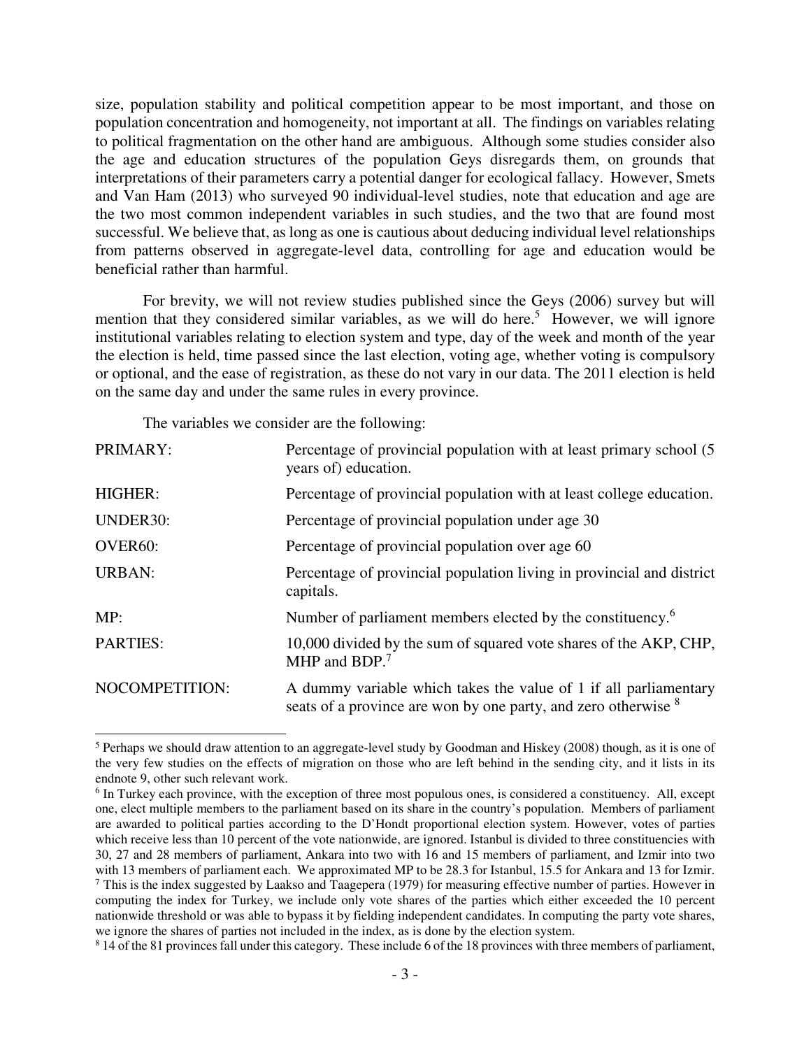size, population stability and political competition appear to be most important, and those on population concentration and homogeneity, not important at all. The findings on variables relating to political fragmentation on the other hand are ambiguous. Although some studies consider also the age and education structures of the population Geys disregards them, on grounds that interpretations of their parameters carry a potential danger for ecological fallacy. However, Smets and Van Ham (2013) who surveyed 90 individual-level studies, note that education and age are the two most common independent variables in such studies, and the two that are found most successful. We believe that, as long as one is cautious about deducing individual level relationships from patterns observed in aggregate-level data, controlling for age and education would be beneficial rather than harmful.

For brevity, we will not review studies published since the Geys (2006) survey but will mention that they considered similar variables, as we will do here.[5] However, we will ignore institutional variables relating to election system and type, day of the week and month of the year the election is held, time passed since the last election, voting age, whether voting is compulsory or optional, and the ease of registration, as these do not vary in our data. The 2011 election is held on the same day and under the same rules in every province.

The variables we consider are the following:

| | |
|---|---|
| PRIMARY: | Percentage of provincial population with at least primary school (5 years of) education. |
| HIGHER: | Percentage of provincial population with at least college education. |
| UNDER30: | Percentage of provincial population under age 30 |
| OVER60: | Percentage of provincial population over age 60 |
| URBAN: | Percentage of provincial population living in provincial and district capitals. |
| MP: | Number of parliament members elected by the constituency.[6] |
| PARTIES: | 10,000 divided by the sum of squared vote shares of the AKP, CHP, MHP and BDP.[7] |
| NOCOMPETITION: | A dummy variable which takes the value of 1 if all parliamentary seats of a province are won by one party, and zero otherwise [8] |

---

[5] Perhaps we should draw attention to an aggregate-level study by Goodman and Hiskey (2008) though, as it is one of the very few studies on the effects of migration on those who are left behind in the sending city, and it lists in its endnote 9, other such relevant work.

[6] In Turkey each province, with the exception of three most populous ones, is considered a constituency. All, except one, elect multiple members to the parliament based on its share in the country's population. Members of parliament are awarded to political parties according to the D'Hondt proportional election system. However, votes of parties which receive less than 10 percent of the vote nationwide, are ignored. Istanbul is divided to three constituencies with 30, 27 and 28 members of parliament, Ankara into two with 16 and 15 members of parliament, and Izmir into two with 13 members of parliament each. We approximated MP to be 28.3 for Istanbul, 15.5 for Ankara and 13 for Izmir.

[7] This is the index suggested by Laakso and Taagepera (1979) for measuring effective number of parties. However in computing the index for Turkey, we include only vote shares of the parties which either exceeded the 10 percent nationwide threshold or was able to bypass it by fielding independent candidates. In computing the party vote shares, we ignore the shares of parties not included in the index, as is done by the election system.

[8] 14 of the 81 provinces fall under this category. These include 6 of the 18 provinces with three members of parliament,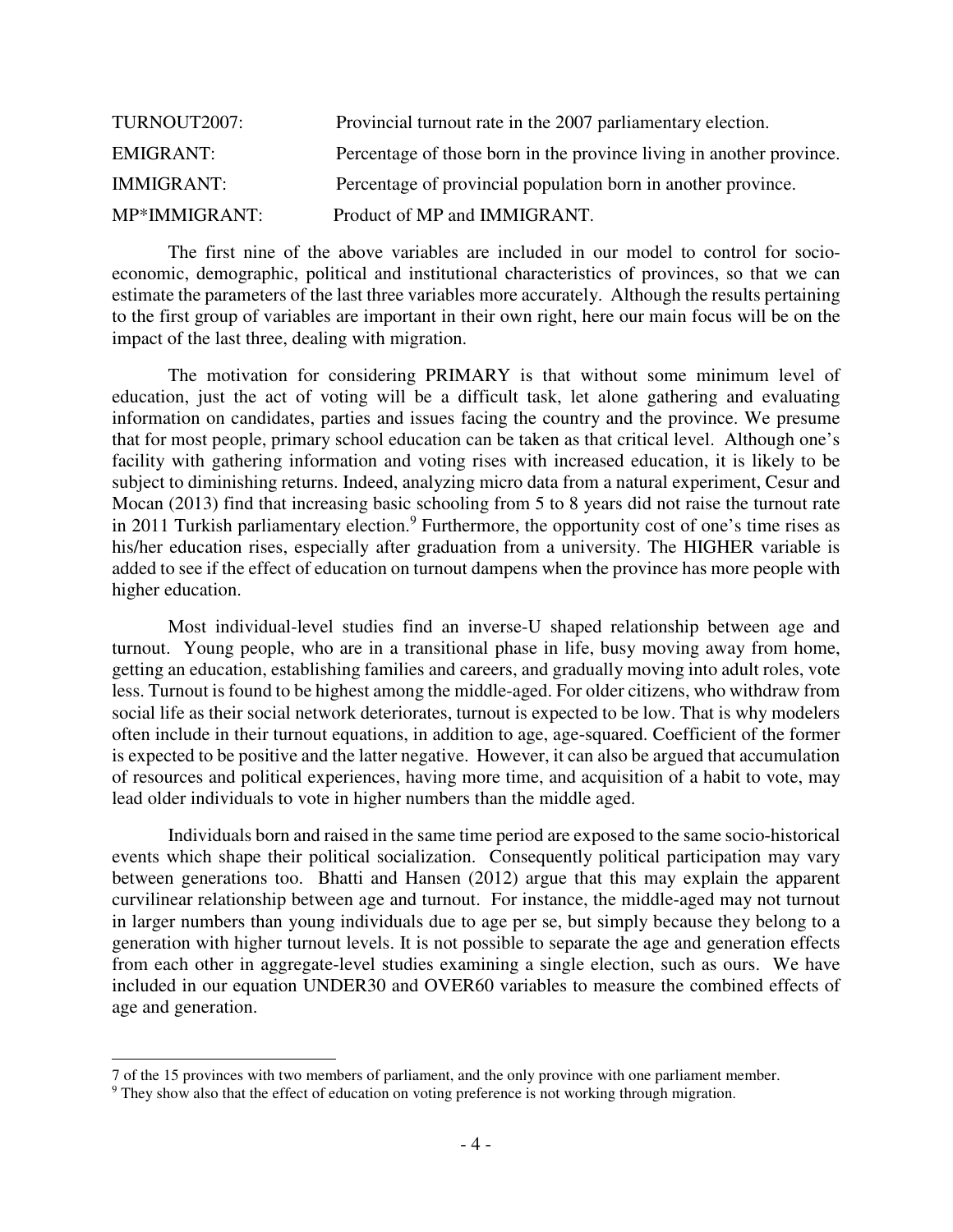| | |
|---|---|
| TURNOUT2007: | Provincial turnout rate in the 2007 parliamentary election. |
| EMIGRANT: | Percentage of those born in the province living in another province. |
| IMMIGRANT: | Percentage of provincial population born in another province. |
| MP*IMMIGRANT: | Product of MP and IMMIGRANT. |

The first nine of the above variables are included in our model to control for socio-economic, demographic, political and institutional characteristics of provinces, so that we can estimate the parameters of the last three variables more accurately. Although the results pertaining to the first group of variables are important in their own right, here our main focus will be on the impact of the last three, dealing with migration.

The motivation for considering PRIMARY is that without some minimum level of education, just the act of voting will be a difficult task, let alone gathering and evaluating information on candidates, parties and issues facing the country and the province. We presume that for most people, primary school education can be taken as that critical level. Although one's facility with gathering information and voting rises with increased education, it is likely to be subject to diminishing returns. Indeed, analyzing micro data from a natural experiment, Cesur and Mocan (2013) find that increasing basic schooling from 5 to 8 years did not raise the turnout rate in 2011 Turkish parliamentary election.[9] Furthermore, the opportunity cost of one's time rises as his/her education rises, especially after graduation from a university. The HIGHER variable is added to see if the effect of education on turnout dampens when the province has more people with higher education.

Most individual-level studies find an inverse-U shaped relationship between age and turnout. Young people, who are in a transitional phase in life, busy moving away from home, getting an education, establishing families and careers, and gradually moving into adult roles, vote less. Turnout is found to be highest among the middle-aged. For older citizens, who withdraw from social life as their social network deteriorates, turnout is expected to be low. That is why modelers often include in their turnout equations, in addition to age, age-squared. Coefficient of the former is expected to be positive and the latter negative. However, it can also be argued that accumulation of resources and political experiences, having more time, and acquisition of a habit to vote, may lead older individuals to vote in higher numbers than the middle aged.

Individuals born and raised in the same time period are exposed to the same socio-historical events which shape their political socialization. Consequently political participation may vary between generations too. Bhatti and Hansen (2012) argue that this may explain the apparent curvilinear relationship between age and turnout. For instance, the middle-aged may not turnout in larger numbers than young individuals due to age per se, but simply because they belong to a generation with higher turnout levels. It is not possible to separate the age and generation effects from each other in aggregate-level studies examining a single election, such as ours. We have included in our equation UNDER30 and OVER60 variables to measure the combined effects of age and generation.

---

7 of the 15 provinces with two members of parliament, and the only province with one parliament member.

[9] They show also that the effect of education on voting preference is not working through migration.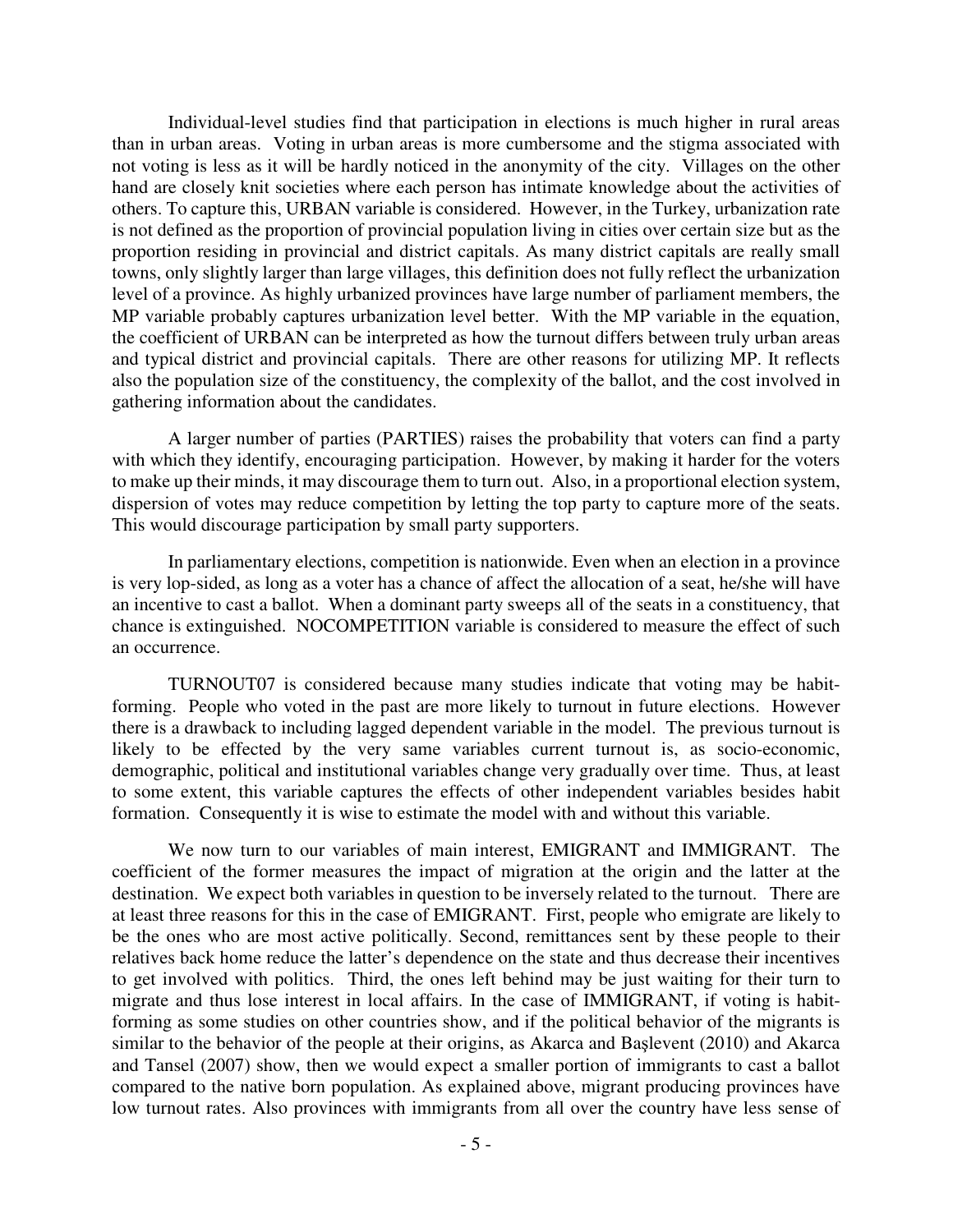Individual-level studies find that participation in elections is much higher in rural areas than in urban areas. Voting in urban areas is more cumbersome and the stigma associated with not voting is less as it will be hardly noticed in the anonymity of the city. Villages on the other hand are closely knit societies where each person has intimate knowledge about the activities of others. To capture this, URBAN variable is considered. However, in the Turkey, urbanization rate is not defined as the proportion of provincial population living in cities over certain size but as the proportion residing in provincial and district capitals. As many district capitals are really small towns, only slightly larger than large villages, this definition does not fully reflect the urbanization level of a province. As highly urbanized provinces have large number of parliament members, the MP variable probably captures urbanization level better. With the MP variable in the equation, the coefficient of URBAN can be interpreted as how the turnout differs between truly urban areas and typical district and provincial capitals. There are other reasons for utilizing MP. It reflects also the population size of the constituency, the complexity of the ballot, and the cost involved in gathering information about the candidates.

A larger number of parties (PARTIES) raises the probability that voters can find a party with which they identify, encouraging participation. However, by making it harder for the voters to make up their minds, it may discourage them to turn out. Also, in a proportional election system, dispersion of votes may reduce competition by letting the top party to capture more of the seats. This would discourage participation by small party supporters.

In parliamentary elections, competition is nationwide. Even when an election in a province is very lop-sided, as long as a voter has a chance of affect the allocation of a seat, he/she will have an incentive to cast a ballot. When a dominant party sweeps all of the seats in a constituency, that chance is extinguished. NOCOMPETITION variable is considered to measure the effect of such an occurrence.

TURNOUT07 is considered because many studies indicate that voting may be habit-forming. People who voted in the past are more likely to turnout in future elections. However there is a drawback to including lagged dependent variable in the model. The previous turnout is likely to be effected by the very same variables current turnout is, as socio-economic, demographic, political and institutional variables change very gradually over time. Thus, at least to some extent, this variable captures the effects of other independent variables besides habit formation. Consequently it is wise to estimate the model with and without this variable.

We now turn to our variables of main interest, EMIGRANT and IMMIGRANT. The coefficient of the former measures the impact of migration at the origin and the latter at the destination. We expect both variables in question to be inversely related to the turnout. There are at least three reasons for this in the case of EMIGRANT. First, people who emigrate are likely to be the ones who are most active politically. Second, remittances sent by these people to their relatives back home reduce the latter's dependence on the state and thus decrease their incentives to get involved with politics. Third, the ones left behind may be just waiting for their turn to migrate and thus lose interest in local affairs. In the case of IMMIGRANT, if voting is habit-forming as some studies on other countries show, and if the political behavior of the migrants is similar to the behavior of the people at their origins, as Akarca and Başlevent (2010) and Akarca and Tansel (2007) show, then we would expect a smaller portion of immigrants to cast a ballot compared to the native born population. As explained above, migrant producing provinces have low turnout rates. Also provinces with immigrants from all over the country have less sense of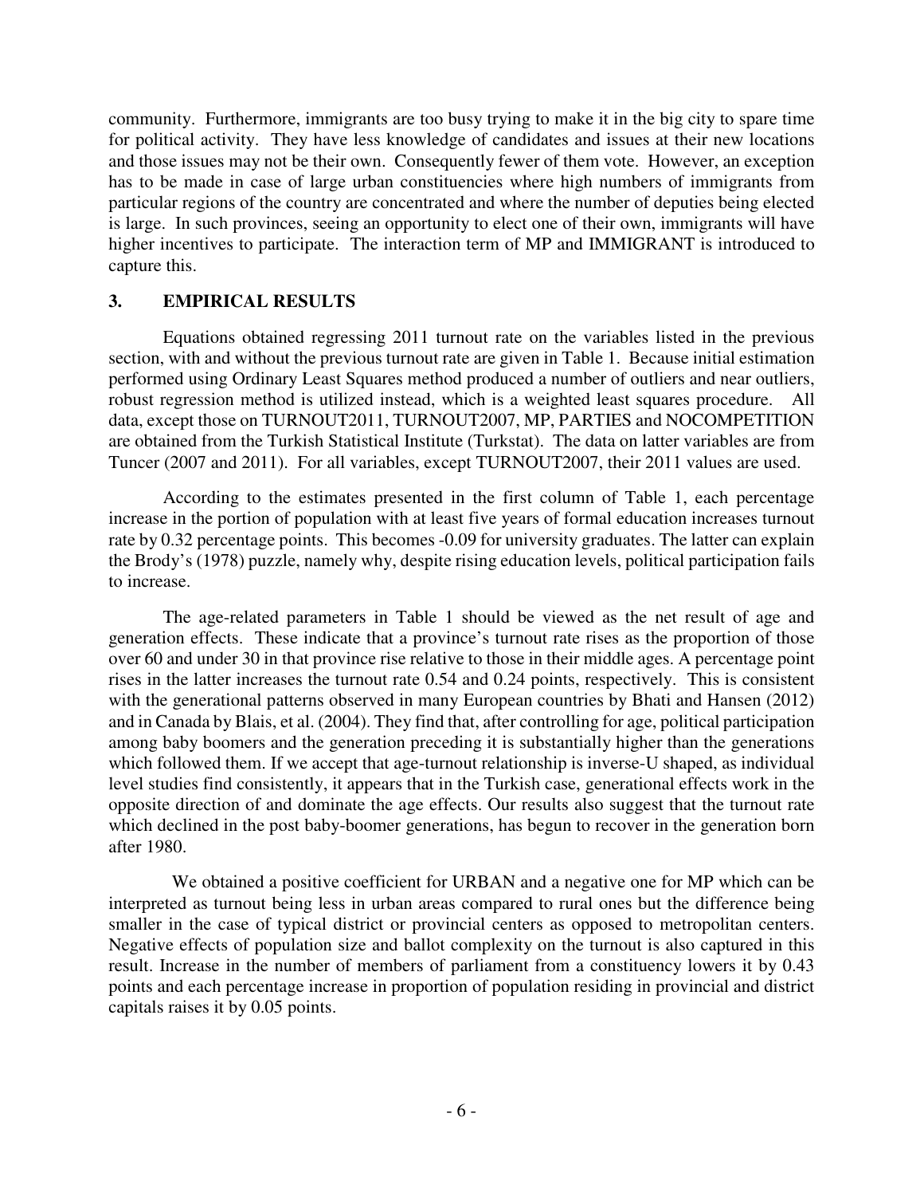community. Furthermore, immigrants are too busy trying to make it in the big city to spare time for political activity. They have less knowledge of candidates and issues at their new locations and those issues may not be their own. Consequently fewer of them vote. However, an exception has to be made in case of large urban constituencies where high numbers of immigrants from particular regions of the country are concentrated and where the number of deputies being elected is large. In such provinces, seeing an opportunity to elect one of their own, immigrants will have higher incentives to participate. The interaction term of MP and IMMIGRANT is introduced to capture this.

## 3. EMPIRICAL RESULTS

Equations obtained regressing 2011 turnout rate on the variables listed in the previous section, with and without the previous turnout rate are given in Table 1. Because initial estimation performed using Ordinary Least Squares method produced a number of outliers and near outliers, robust regression method is utilized instead, which is a weighted least squares procedure. All data, except those on TURNOUT2011, TURNOUT2007, MP, PARTIES and NOCOMPETITION are obtained from the Turkish Statistical Institute (Turkstat). The data on latter variables are from Tuncer (2007 and 2011). For all variables, except TURNOUT2007, their 2011 values are used.

According to the estimates presented in the first column of Table 1, each percentage increase in the portion of population with at least five years of formal education increases turnout rate by 0.32 percentage points. This becomes -0.09 for university graduates. The latter can explain the Brody's (1978) puzzle, namely why, despite rising education levels, political participation fails to increase.

The age-related parameters in Table 1 should be viewed as the net result of age and generation effects. These indicate that a province's turnout rate rises as the proportion of those over 60 and under 30 in that province rise relative to those in their middle ages. A percentage point rises in the latter increases the turnout rate 0.54 and 0.24 points, respectively. This is consistent with the generational patterns observed in many European countries by Bhati and Hansen (2012) and in Canada by Blais, et al. (2004). They find that, after controlling for age, political participation among baby boomers and the generation preceding it is substantially higher than the generations which followed them. If we accept that age-turnout relationship is inverse-U shaped, as individual level studies find consistently, it appears that in the Turkish case, generational effects work in the opposite direction of and dominate the age effects. Our results also suggest that the turnout rate which declined in the post baby-boomer generations, has begun to recover in the generation born after 1980.

We obtained a positive coefficient for URBAN and a negative one for MP which can be interpreted as turnout being less in urban areas compared to rural ones but the difference being smaller in the case of typical district or provincial centers as opposed to metropolitan centers. Negative effects of population size and ballot complexity on the turnout is also captured in this result. Increase in the number of members of parliament from a constituency lowers it by 0.43 points and each percentage increase in proportion of population residing in provincial and district capitals raises it by 0.05 points.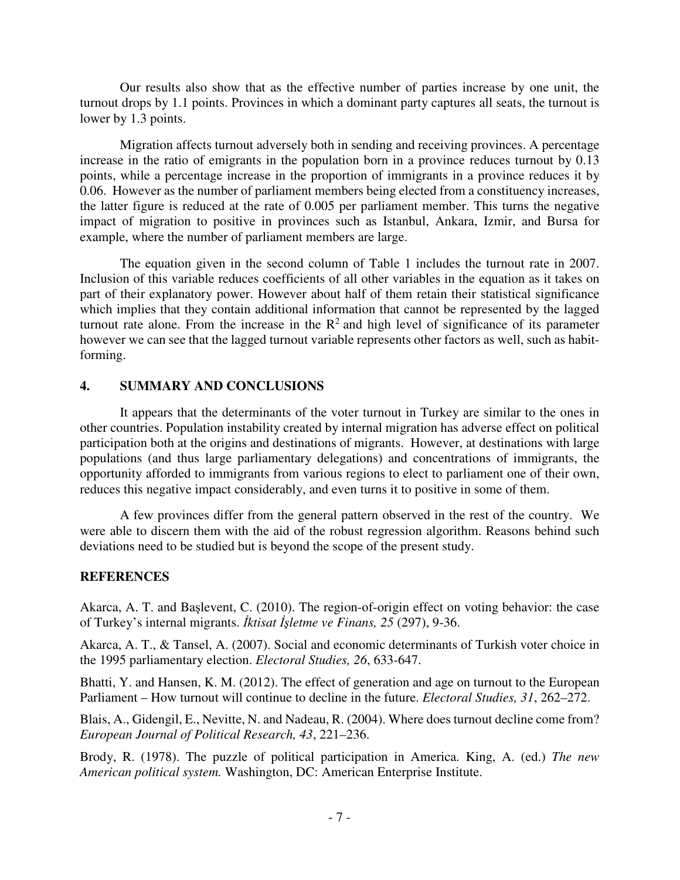Our results also show that as the effective number of parties increase by one unit, the turnout drops by 1.1 points. Provinces in which a dominant party captures all seats, the turnout is lower by 1.3 points.

Migration affects turnout adversely both in sending and receiving provinces. A percentage increase in the ratio of emigrants in the population born in a province reduces turnout by 0.13 points, while a percentage increase in the proportion of immigrants in a province reduces it by 0.06. However as the number of parliament members being elected from a constituency increases, the latter figure is reduced at the rate of 0.005 per parliament member. This turns the negative impact of migration to positive in provinces such as Istanbul, Ankara, Izmir, and Bursa for example, where the number of parliament members are large.

The equation given in the second column of Table 1 includes the turnout rate in 2007. Inclusion of this variable reduces coefficients of all other variables in the equation as it takes on part of their explanatory power. However about half of them retain their statistical significance which implies that they contain additional information that cannot be represented by the lagged turnout rate alone. From the increase in the $R^2$ and high level of significance of its parameter however we can see that the lagged turnout variable represents other factors as well, such as habit-forming.

## 4. SUMMARY AND CONCLUSIONS

It appears that the determinants of the voter turnout in Turkey are similar to the ones in other countries. Population instability created by internal migration has adverse effect on political participation both at the origins and destinations of migrants. However, at destinations with large populations (and thus large parliamentary delegations) and concentrations of immigrants, the opportunity afforded to immigrants from various regions to elect to parliament one of their own, reduces this negative impact considerably, and even turns it to positive in some of them.

A few provinces differ from the general pattern observed in the rest of the country. We were able to discern them with the aid of the robust regression algorithm. Reasons behind such deviations need to be studied but is beyond the scope of the present study.

## REFERENCES

Akarca, A. T. and Başlevent, C. (2010). The region-of-origin effect on voting behavior: the case of Turkey's internal migrants. *İktisat İşletme ve Finans, 25* (297), 9-36.

Akarca, A. T., & Tansel, A. (2007). Social and economic determinants of Turkish voter choice in the 1995 parliamentary election. *Electoral Studies, 26*, 633-647.

Bhatti, Y. and Hansen, K. M. (2012). The effect of generation and age on turnout to the European Parliament – How turnout will continue to decline in the future. *Electoral Studies, 31*, 262–272.

Blais, A., Gidengil, E., Nevitte, N. and Nadeau, R. (2004). Where does turnout decline come from? *European Journal of Political Research, 43*, 221–236.

Brody, R. (1978). The puzzle of political participation in America. King, A. (ed.) *The new American political system.* Washington, DC: American Enterprise Institute.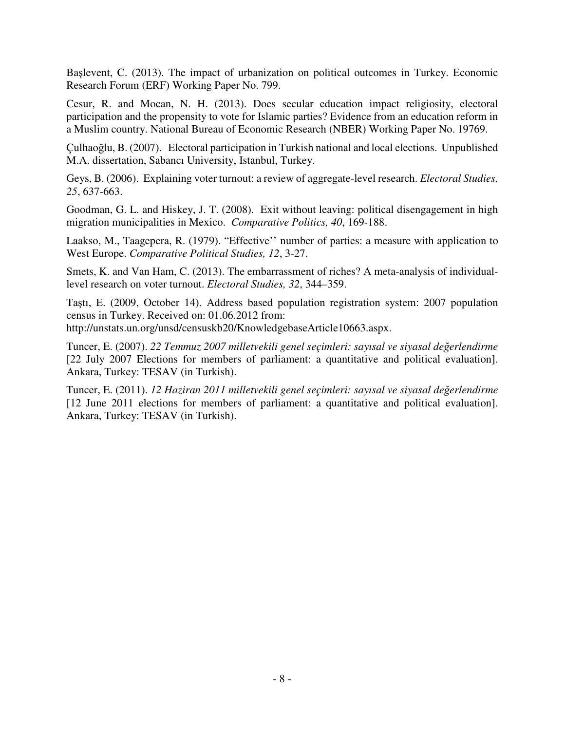Başlevent, C. (2013). The impact of urbanization on political outcomes in Turkey. Economic Research Forum (ERF) Working Paper No. 799.

Cesur, R. and Mocan, N. H. (2013). Does secular education impact religiosity, electoral participation and the propensity to vote for Islamic parties? Evidence from an education reform in a Muslim country. National Bureau of Economic Research (NBER) Working Paper No. 19769.

Çulhaoğlu, B. (2007). Electoral participation in Turkish national and local elections. Unpublished M.A. dissertation, Sabancı University, Istanbul, Turkey.

Geys, B. (2006). Explaining voter turnout: a review of aggregate-level research. *Electoral Studies, 25*, 637-663.

Goodman, G. L. and Hiskey, J. T. (2008). Exit without leaving: political disengagement in high migration municipalities in Mexico. *Comparative Politics, 40*, 169-188.

Laakso, M., Taagepera, R. (1979). "Effective'' number of parties: a measure with application to West Europe. *Comparative Political Studies, 12*, 3-27.

Smets, K. and Van Ham, C. (2013). The embarrassment of riches? A meta-analysis of individual-level research on voter turnout. *Electoral Studies, 32*, 344–359.

Taştı, E. (2009, October 14). Address based population registration system: 2007 population census in Turkey. Received on: 01.06.2012 from: http://unstats.un.org/unsd/censuskb20/KnowledgebaseArticle10663.aspx.

Tuncer, E. (2007). *22 Temmuz 2007 milletvekili genel seçimleri: sayısal ve siyasal değerlendirme* [22 July 2007 Elections for members of parliament: a quantitative and political evaluation]. Ankara, Turkey: TESAV (in Turkish).

Tuncer, E. (2011). *12 Haziran 2011 milletvekili genel seçimleri: sayısal ve siyasal değerlendirme* [12 June 2011 elections for members of parliament: a quantitative and political evaluation]. Ankara, Turkey: TESAV (in Turkish).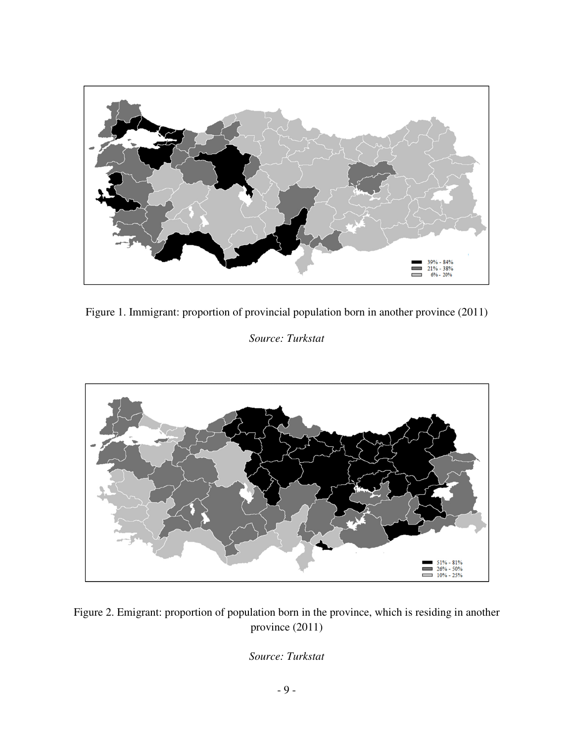Figure 1. Immigrant: proportion of provincial population born in another province (2011)

*Source: Turkstat*

Figure 2. Emigrant: proportion of population born in the province, which is residing in another province (2011)

*Source: Turkstat*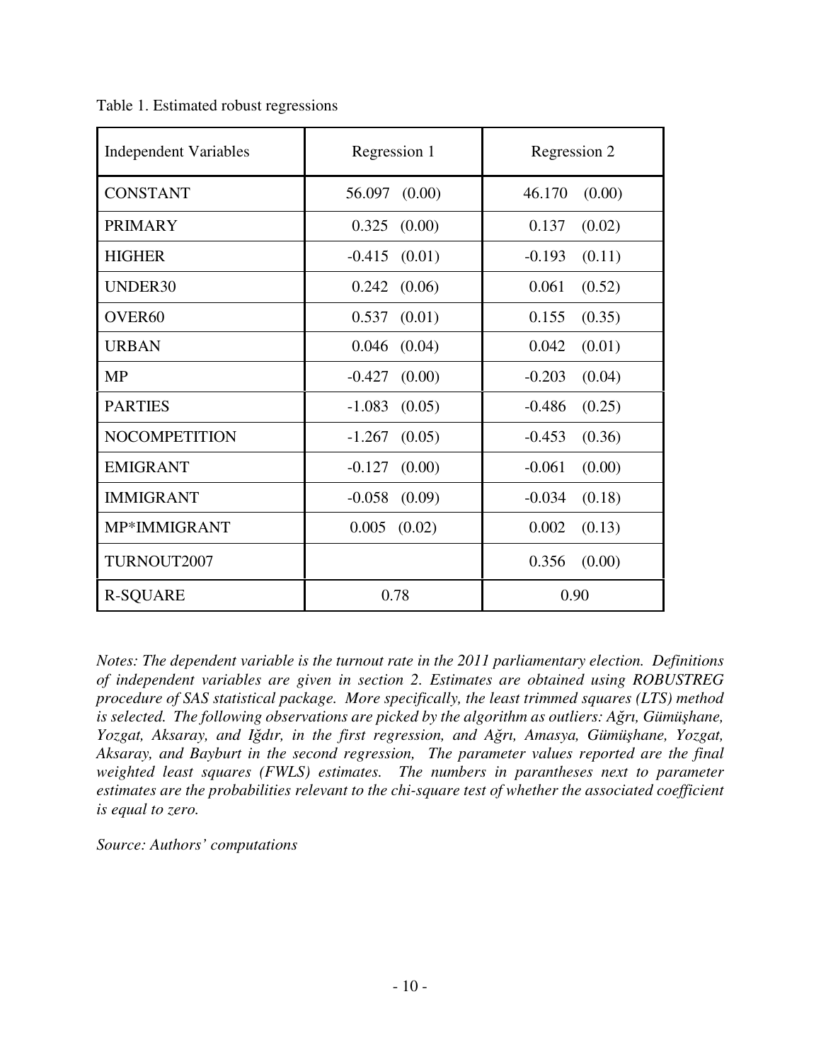Table 1. Estimated robust regressions

| Independent Variables | Regression 1 | Regression 2 |
|---|---|---|
| CONSTANT | 56.097 (0.00) | 46.170 (0.00) |
| PRIMARY | 0.325 (0.00) | 0.137 (0.02) |
| HIGHER | -0.415 (0.01) | -0.193 (0.11) |
| UNDER30 | 0.242 (0.06) | 0.061 (0.52) |
| OVER60 | 0.537 (0.01) | 0.155 (0.35) |
| URBAN | 0.046 (0.04) | 0.042 (0.01) |
| MP | -0.427 (0.00) | -0.203 (0.04) |
| PARTIES | -1.083 (0.05) | -0.486 (0.25) |
| NOCOMPETITION | -1.267 (0.05) | -0.453 (0.36) |
| EMIGRANT | -0.127 (0.00) | -0.061 (0.00) |
| IMMIGRANT | -0.058 (0.09) | -0.034 (0.18) |
| MP*IMMIGRANT | 0.005 (0.02) | 0.002 (0.13) |
| TURNOUT2007 | | 0.356 (0.00) |
| R-SQUARE | 0.78 | 0.90 |

*Notes: The dependent variable is the turnout rate in the 2011 parliamentary election. Definitions of independent variables are given in section 2. Estimates are obtained using ROBUSTREG procedure of SAS statistical package. More specifically, the least trimmed squares (LTS) method is selected. The following observations are picked by the algorithm as outliers: Ağrı, Gümüşhane, Yozgat, Aksaray, and Iğdır, in the first regression, and Ağrı, Amasya, Gümüşhane, Yozgat, Aksaray, and Bayburt in the second regression, The parameter values reported are the final weighted least squares (FWLS) estimates. The numbers in parantheses next to parameter estimates are the probabilities relevant to the chi-square test of whether the associated coefficient is equal to zero.*

*Source: Authors' computations*